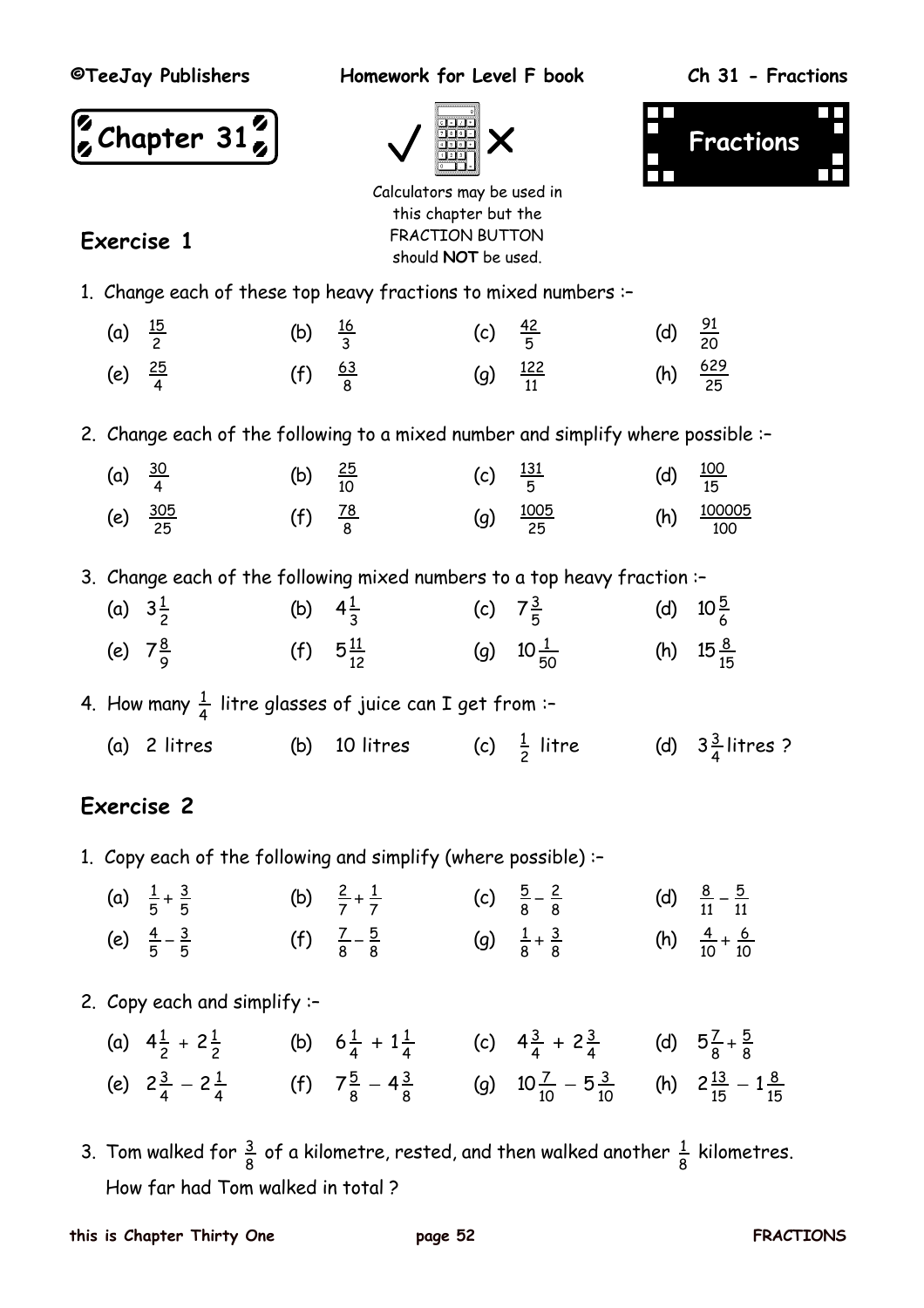# Chapter 31

## Fractions

Calculators may be used in this chapter but the FRACTION BUTTON should **NOT** be used.

## Exercise 1

1. Change each of these top heavy fractions to mixed numbers :–

   (a) $\frac{15}{2}$ (b) $\frac{16}{3}$ (c) $\frac{42}{5}$ (d) $\frac{91}{20}$

   (e) $\frac{25}{4}$ (f) $\frac{63}{8}$ (g) $\frac{122}{11}$ (h) $\frac{629}{25}$

2. Change each of the following to a mixed number and simplify where possible :–

   (a) $\frac{30}{4}$ (b) $\frac{25}{10}$ (c) $\frac{131}{5}$ (d) $\frac{100}{15}$

   (e) $\frac{305}{25}$ (f) $\frac{78}{8}$ (g) $\frac{1005}{25}$ (h) $\frac{100005}{100}$

3. Change each of the following mixed numbers to a top heavy fraction :–

   (a) $3\frac{1}{2}$ (b) $4\frac{1}{3}$ (c) $7\frac{3}{5}$ (d) $10\frac{5}{6}$

   (e) $7\frac{8}{9}$ (f) $5\frac{11}{12}$ (g) $10\frac{1}{50}$ (h) $15\frac{8}{15}$

4. How many $\frac{1}{4}$ litre glasses of juice can I get from :–

   (a) 2 litres (b) 10 litres (c) $\frac{1}{2}$ litre (d) $3\frac{3}{4}$ litres ?

## Exercise 2

1. Copy each of the following and simplify (where possible) :–

   (a) $\frac{1}{5} + \frac{3}{5}$ (b) $\frac{2}{7} + \frac{1}{7}$ (c) $\frac{5}{8} - \frac{2}{8}$ (d) $\frac{8}{11} - \frac{5}{11}$

   (e) $\frac{4}{5} - \frac{3}{5}$ (f) $\frac{7}{8} - \frac{5}{8}$ (g) $\frac{1}{8} + \frac{3}{8}$ (h) $\frac{4}{10} + \frac{6}{10}$

2. Copy each and simplify :–

   (a) $4\frac{1}{2} + 2\frac{1}{2}$ (b) $6\frac{1}{4} + 1\frac{1}{4}$ (c) $4\frac{3}{4} + 2\frac{3}{4}$ (d) $5\frac{7}{8} + \frac{5}{8}$

   (e) $2\frac{3}{4} - 2\frac{1}{4}$ (f) $7\frac{5}{8} - 4\frac{3}{8}$ (g) $10\frac{7}{10} - 5\frac{3}{10}$ (h) $2\frac{13}{15} - 1\frac{8}{15}$

3. Tom walked for $\frac{3}{8}$ of a kilometre, rested, and then walked another $\frac{1}{8}$ kilometres. How far had Tom walked in total ?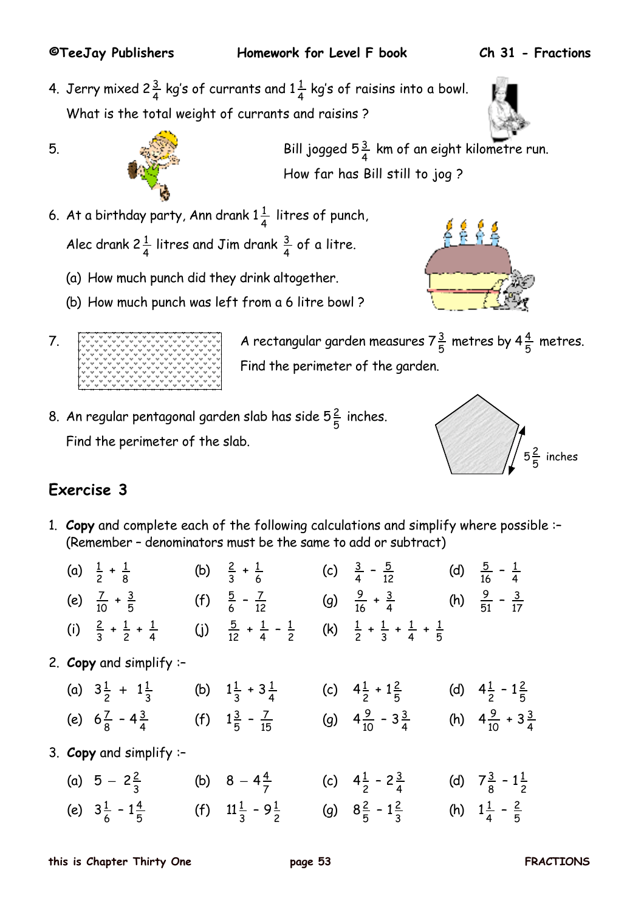4. Jerry mixed $2\frac{3}{4}$ kg's of currants and $1\frac{1}{4}$ kg's of raisins into a bowl.
   What is the total weight of currants and raisins ?

5. Bill jogged $5\frac{3}{4}$ km of an eight kilometre run.
   How far has Bill still to jog ?

6. At a birthday party, Ann drank $1\frac{1}{4}$ litres of punch,
   Alec drank $2\frac{1}{4}$ litres and Jim drank $\frac{3}{4}$ of a litre.

   (a) How much punch did they drink altogether.

   (b) How much punch was left from a 6 litre bowl ?

7. A rectangular garden measures $7\frac{3}{5}$ metres by $4\frac{4}{5}$ metres.
   Find the perimeter of the garden.

8. An regular pentagonal garden slab has side $5\frac{2}{5}$ inches.
   Find the perimeter of the slab.

   $5\frac{2}{5}$ inches

## Exercise 3

1. **Copy** and complete each of the following calculations and simplify where possible :–
   (Remember – denominators must be the same to add or subtract)

   (a) $\frac{1}{2} + \frac{1}{8}$  (b) $\frac{2}{3} + \frac{1}{6}$  (c) $\frac{3}{4} - \frac{5}{12}$  (d) $\frac{5}{16} - \frac{1}{4}$

   (e) $\frac{7}{10} + \frac{3}{5}$  (f) $\frac{5}{6} - \frac{7}{12}$  (g) $\frac{9}{16} + \frac{3}{4}$  (h) $\frac{9}{51} - \frac{3}{17}$

   (i) $\frac{2}{3} + \frac{1}{2} + \frac{1}{4}$  (j) $\frac{5}{12} + \frac{1}{4} - \frac{1}{2}$  (k) $\frac{1}{2} + \frac{1}{3} + \frac{1}{4} + \frac{1}{5}$

2. **Copy** and simplify :–

   (a) $3\frac{1}{2} + 1\frac{1}{3}$  (b) $1\frac{1}{3} + 3\frac{1}{4}$  (c) $4\frac{1}{2} + 1\frac{2}{5}$  (d) $4\frac{1}{2} - 1\frac{2}{5}$

   (e) $6\frac{7}{8} - 4\frac{3}{4}$  (f) $1\frac{3}{5} - \frac{7}{15}$  (g) $4\frac{9}{10} - 3\frac{3}{4}$  (h) $4\frac{9}{10} + 3\frac{3}{4}$

3. **Copy** and simplify :–

   (a) $5 - 2\frac{2}{3}$  (b) $8 - 4\frac{4}{7}$  (c) $4\frac{1}{2} - 2\frac{3}{4}$  (d) $7\frac{3}{8} - 1\frac{1}{2}$

   (e) $3\frac{1}{6} - 1\frac{4}{5}$  (f) $11\frac{1}{3} - 9\frac{1}{2}$  (g) $8\frac{2}{5} - 1\frac{2}{3}$  (h) $1\frac{1}{4} - \frac{2}{5}$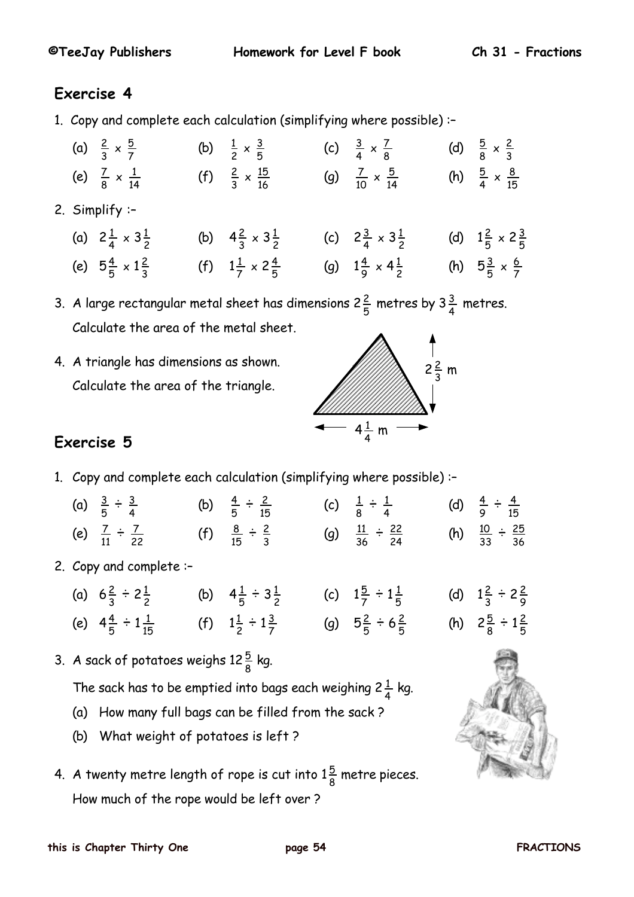## Exercise 4

1. Copy and complete each calculation (simplifying where possible) :–

(a) $\frac{2}{3} \times \frac{5}{7}$ (b) $\frac{1}{2} \times \frac{3}{5}$ (c) $\frac{3}{4} \times \frac{7}{8}$ (d) $\frac{5}{8} \times \frac{2}{3}$

(e) $\frac{7}{8} \times \frac{1}{14}$ (f) $\frac{2}{3} \times \frac{15}{16}$ (g) $\frac{7}{10} \times \frac{5}{14}$ (h) $\frac{5}{4} \times \frac{8}{15}$

2. Simplify :–

(a) $2\frac{1}{4} \times 3\frac{1}{2}$ (b) $4\frac{2}{3} \times 3\frac{1}{2}$ (c) $2\frac{3}{4} \times 3\frac{1}{2}$ (d) $1\frac{2}{5} \times 2\frac{3}{5}$

(e) $5\frac{4}{5} \times 1\frac{2}{3}$ (f) $1\frac{1}{7} \times 2\frac{4}{5}$ (g) $1\frac{4}{9} \times 4\frac{1}{2}$ (h) $5\frac{3}{5} \times \frac{6}{7}$

3. A large rectangular metal sheet has dimensions $2\frac{2}{5}$ metres by $3\frac{3}{4}$ metres. Calculate the area of the metal sheet.

4. A triangle has dimensions as shown. Calculate the area of the triangle.

$2\frac{2}{3}$ m

$4\frac{1}{4}$ m

## Exercise 5

1. Copy and complete each calculation (simplifying where possible) :–

(a) $\frac{3}{5} \div \frac{3}{4}$ (b) $\frac{4}{5} \div \frac{2}{15}$ (c) $\frac{1}{8} \div \frac{1}{4}$ (d) $\frac{4}{9} \div \frac{4}{15}$

(e) $\frac{7}{11} \div \frac{7}{22}$ (f) $\frac{8}{15} \div \frac{2}{3}$ (g) $\frac{11}{36} \div \frac{22}{24}$ (h) $\frac{10}{33} \div \frac{25}{36}$

2. Copy and complete :–

(a) $6\frac{2}{3} \div 2\frac{1}{2}$ (b) $4\frac{1}{5} \div 3\frac{1}{2}$ (c) $1\frac{5}{7} \div 1\frac{1}{5}$ (d) $1\frac{2}{3} \div 2\frac{2}{9}$

(e) $4\frac{4}{5} \div 1\frac{1}{15}$ (f) $1\frac{1}{2} \div 1\frac{3}{7}$ (g) $5\frac{2}{5} \div 6\frac{2}{5}$ (h) $2\frac{5}{8} \div 1\frac{2}{5}$

3. A sack of potatoes weighs $12\frac{5}{8}$ kg.

The sack has to be emptied into bags each weighing $2\frac{1}{4}$ kg.

(a) How many full bags can be filled from the sack ?

(b) What weight of potatoes is left ?

4. A twenty metre length of rope is cut into $1\frac{5}{8}$ metre pieces.
How much of the rope would be left over ?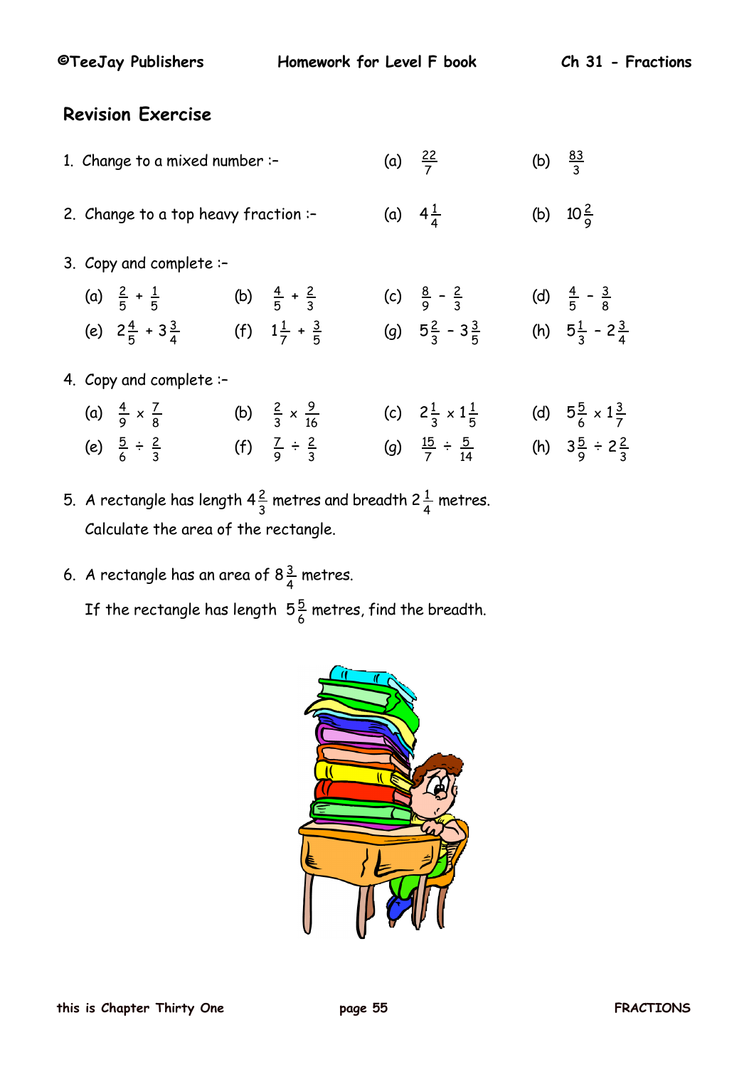## Revision Exercise

1. Change to a mixed number :– (a) $\frac{22}{7}$ (b) $\frac{83}{3}$

2. Change to a top heavy fraction :– (a) $4\frac{1}{4}$ (b) $10\frac{2}{9}$

3. Copy and complete :–

   (a) $\frac{2}{5} + \frac{1}{5}$ (b) $\frac{4}{5} + \frac{2}{3}$ (c) $\frac{8}{9} - \frac{2}{3}$ (d) $\frac{4}{5} - \frac{3}{8}$

   (e) $2\frac{4}{5} + 3\frac{3}{4}$ (f) $1\frac{1}{7} + \frac{3}{5}$ (g) $5\frac{2}{3} - 3\frac{3}{5}$ (h) $5\frac{1}{3} - 2\frac{3}{4}$

4. Copy and complete :–

   (a) $\frac{4}{9} \times \frac{7}{8}$ (b) $\frac{2}{3} \times \frac{9}{16}$ (c) $2\frac{1}{3} \times 1\frac{1}{5}$ (d) $5\frac{5}{6} \times 1\frac{3}{7}$

   (e) $\frac{5}{6} \div \frac{2}{3}$ (f) $\frac{7}{9} \div \frac{2}{3}$ (g) $\frac{15}{7} \div \frac{5}{14}$ (h) $3\frac{5}{9} \div 2\frac{2}{3}$

5. A rectangle has length $4\frac{2}{3}$ metres and breadth $2\frac{1}{4}$ metres.

   Calculate the area of the rectangle.

6. A rectangle has an area of $8\frac{3}{4}$ metres.

   If the rectangle has length $5\frac{5}{6}$ metres, find the breadth.